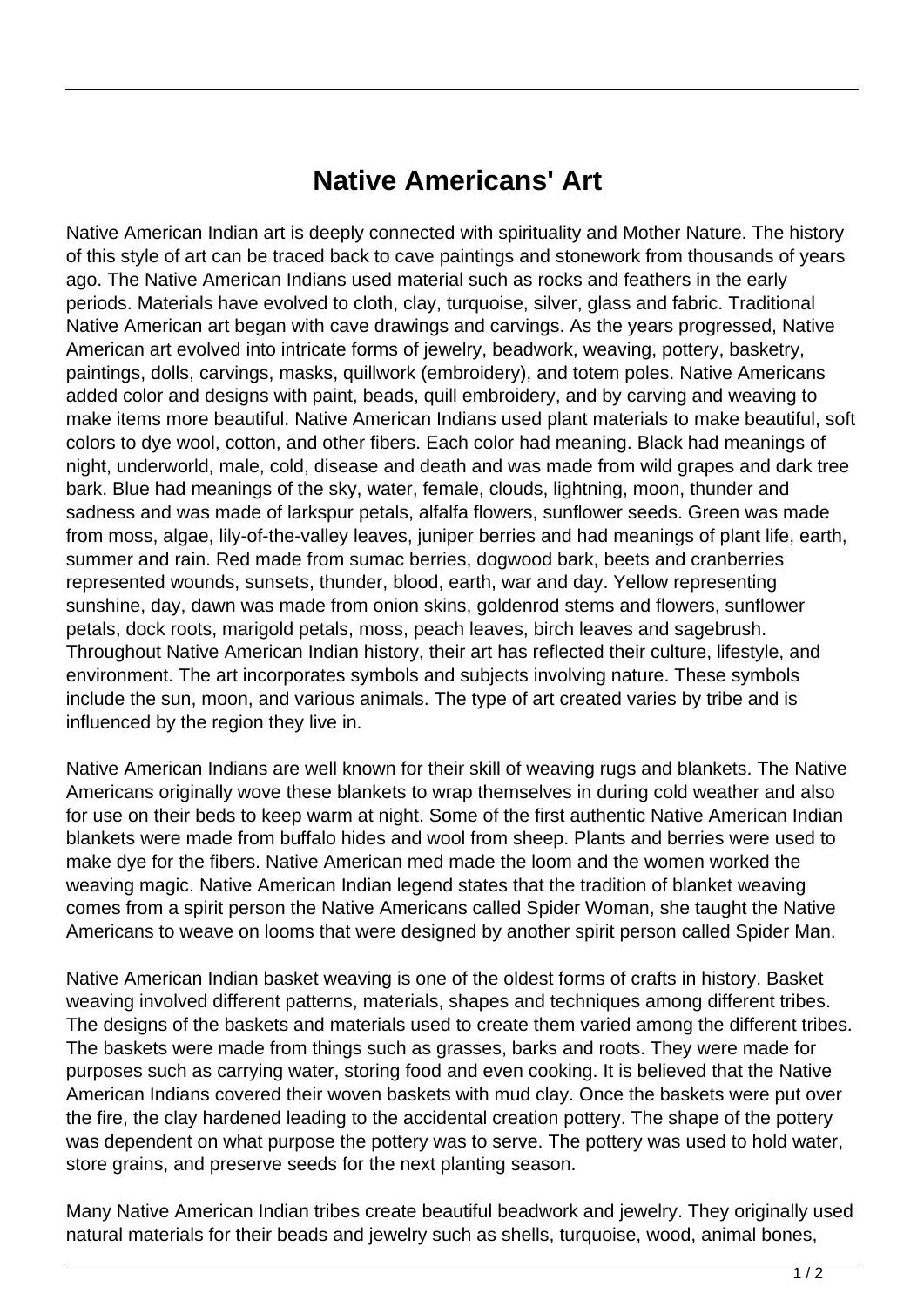# Native Americans' Art

Native American Indian art is deeply connected with spirituality and Mother Nature. The history of this style of art can be traced back to cave paintings and stonework from thousands of years ago. The Native American Indians used material such as rocks and feathers in the early periods. Materials have evolved to cloth, clay, turquoise, silver, glass and fabric. Traditional Native American art began with cave drawings and carvings. As the years progressed, Native American art evolved into intricate forms of jewelry, beadwork, weaving, pottery, basketry, paintings, dolls, carvings, masks, quillwork (embroidery), and totem poles. Native Americans added color and designs with paint, beads, quill embroidery, and by carving and weaving to make items more beautiful. Native American Indians used plant materials to make beautiful, soft colors to dye wool, cotton, and other fibers. Each color had meaning. Black had meanings of night, underworld, male, cold, disease and death and was made from wild grapes and dark tree bark. Blue had meanings of the sky, water, female, clouds, lightning, moon, thunder and sadness and was made of larkspur petals, alfalfa flowers, sunflower seeds. Green was made from moss, algae, lily-of-the-valley leaves, juniper berries and had meanings of plant life, earth, summer and rain. Red made from sumac berries, dogwood bark, beets and cranberries represented wounds, sunsets, thunder, blood, earth, war and day. Yellow representing sunshine, day, dawn was made from onion skins, goldenrod stems and flowers, sunflower petals, dock roots, marigold petals, moss, peach leaves, birch leaves and sagebrush. Throughout Native American Indian history, their art has reflected their culture, lifestyle, and environment. The art incorporates symbols and subjects involving nature. These symbols include the sun, moon, and various animals. The type of art created varies by tribe and is influenced by the region they live in.

Native American Indians are well known for their skill of weaving rugs and blankets. The Native Americans originally wove these blankets to wrap themselves in during cold weather and also for use on their beds to keep warm at night. Some of the first authentic Native American Indian blankets were made from buffalo hides and wool from sheep. Plants and berries were used to make dye for the fibers. Native American med made the loom and the women worked the weaving magic. Native American Indian legend states that the tradition of blanket weaving comes from a spirit person the Native Americans called Spider Woman, she taught the Native Americans to weave on looms that were designed by another spirit person called Spider Man.

Native American Indian basket weaving is one of the oldest forms of crafts in history. Basket weaving involved different patterns, materials, shapes and techniques among different tribes. The designs of the baskets and materials used to create them varied among the different tribes. The baskets were made from things such as grasses, barks and roots. They were made for purposes such as carrying water, storing food and even cooking. It is believed that the Native American Indians covered their woven baskets with mud clay. Once the baskets were put over the fire, the clay hardened leading to the accidental creation pottery. The shape of the pottery was dependent on what purpose the pottery was to serve. The pottery was used to hold water, store grains, and preserve seeds for the next planting season.

Many Native American Indian tribes create beautiful beadwork and jewelry. They originally used natural materials for their beads and jewelry such as shells, turquoise, wood, animal bones,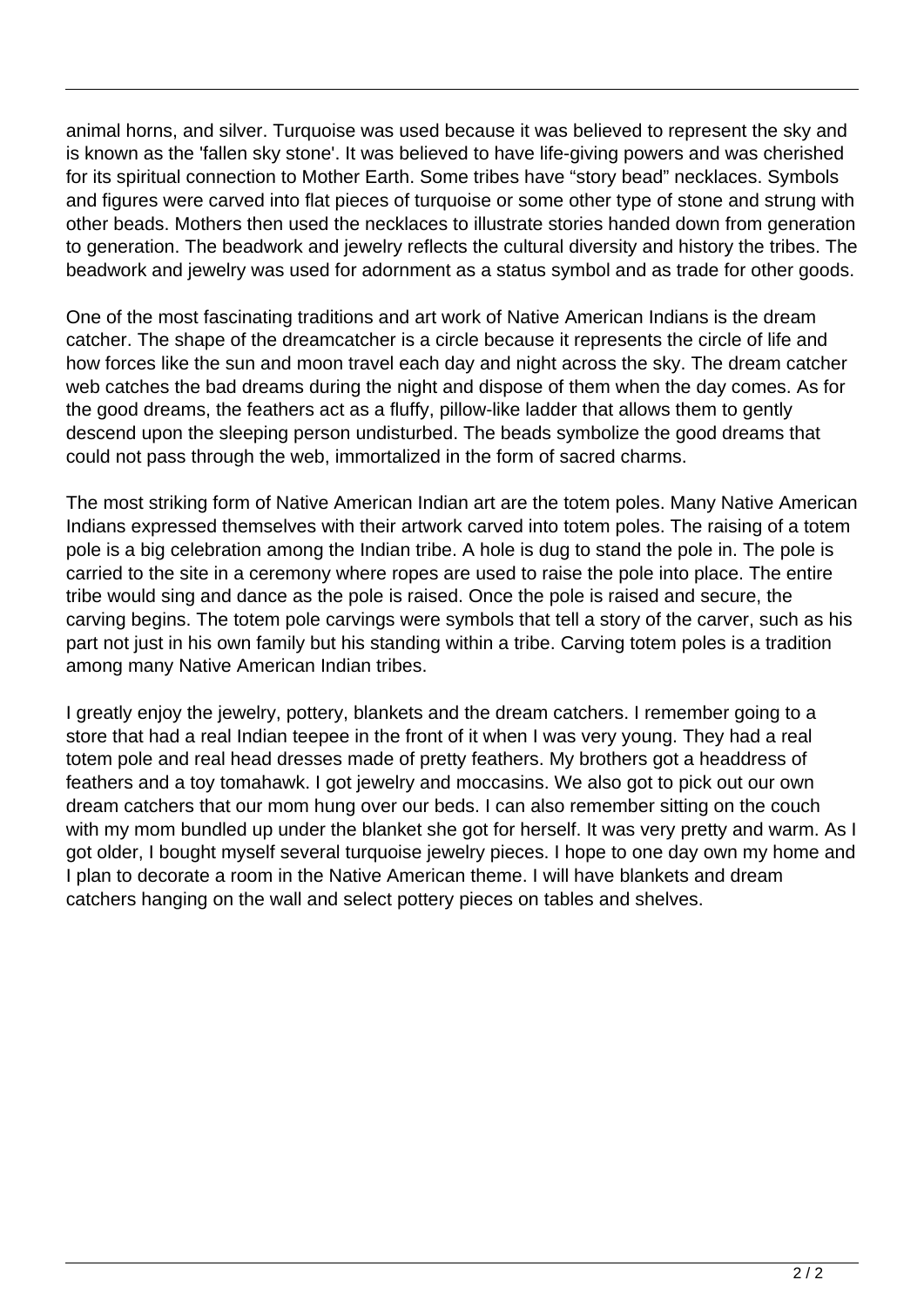animal horns, and silver. Turquoise was used because it was believed to represent the sky and is known as the 'fallen sky stone'. It was believed to have life-giving powers and was cherished for its spiritual connection to Mother Earth. Some tribes have “story bead” necklaces. Symbols and figures were carved into flat pieces of turquoise or some other type of stone and strung with other beads. Mothers then used the necklaces to illustrate stories handed down from generation to generation. The beadwork and jewelry reflects the cultural diversity and history the tribes. The beadwork and jewelry was used for adornment as a status symbol and as trade for other goods.

One of the most fascinating traditions and art work of Native American Indians is the dream catcher. The shape of the dreamcatcher is a circle because it represents the circle of life and how forces like the sun and moon travel each day and night across the sky. The dream catcher web catches the bad dreams during the night and dispose of them when the day comes. As for the good dreams, the feathers act as a fluffy, pillow-like ladder that allows them to gently descend upon the sleeping person undisturbed. The beads symbolize the good dreams that could not pass through the web, immortalized in the form of sacred charms.

The most striking form of Native American Indian art are the totem poles. Many Native American Indians expressed themselves with their artwork carved into totem poles. The raising of a totem pole is a big celebration among the Indian tribe. A hole is dug to stand the pole in. The pole is carried to the site in a ceremony where ropes are used to raise the pole into place. The entire tribe would sing and dance as the pole is raised. Once the pole is raised and secure, the carving begins. The totem pole carvings were symbols that tell a story of the carver, such as his part not just in his own family but his standing within a tribe. Carving totem poles is a tradition among many Native American Indian tribes.

I greatly enjoy the jewelry, pottery, blankets and the dream catchers. I remember going to a store that had a real Indian teepee in the front of it when I was very young. They had a real totem pole and real head dresses made of pretty feathers. My brothers got a headdress of feathers and a toy tomahawk. I got jewelry and moccasins. We also got to pick out our own dream catchers that our mom hung over our beds. I can also remember sitting on the couch with my mom bundled up under the blanket she got for herself. It was very pretty and warm. As I got older, I bought myself several turquoise jewelry pieces. I hope to one day own my home and I plan to decorate a room in the Native American theme. I will have blankets and dream catchers hanging on the wall and select pottery pieces on tables and shelves.